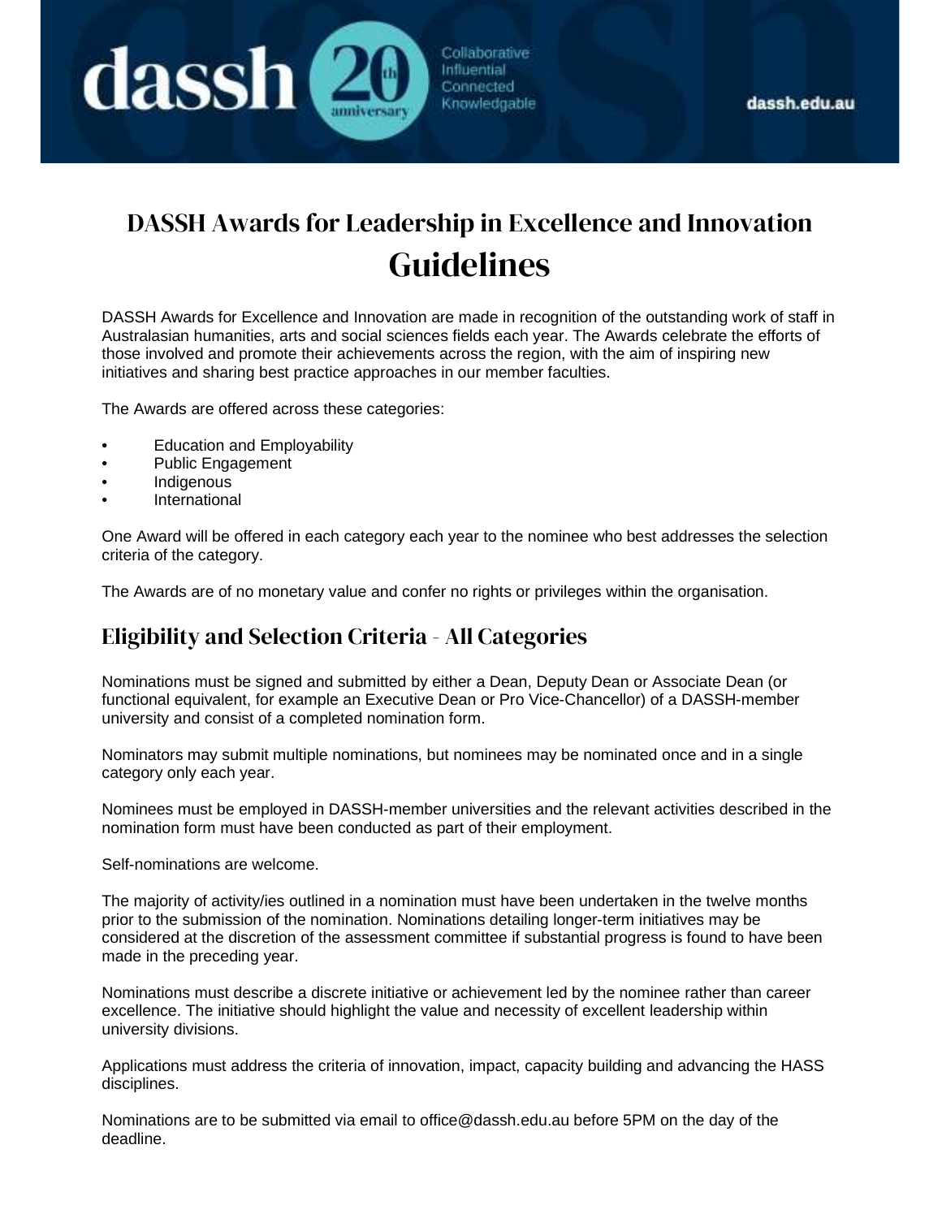# DASSH Awards for Leadership in Excellence and Innovation

# Guidelines

DASSH Awards for Excellence and Innovation are made in recognition of the outstanding work of staff in Australasian humanities, arts and social sciences fields each year. The Awards celebrate the efforts of those involved and promote their achievements across the region, with the aim of inspiring new initiatives and sharing best practice approaches in our member faculties.

The Awards are offered across these categories:

- Education and Employability
- Public Engagement
- Indigenous
- International

One Award will be offered in each category each year to the nominee who best addresses the selection criteria of the category.

The Awards are of no monetary value and confer no rights or privileges within the organisation.

## Eligibility and Selection Criteria - All Categories

Nominations must be signed and submitted by either a Dean, Deputy Dean or Associate Dean (or functional equivalent, for example an Executive Dean or Pro Vice-Chancellor) of a DASSH-member university and consist of a completed nomination form.

Nominators may submit multiple nominations, but nominees may be nominated once and in a single category only each year.

Nominees must be employed in DASSH-member universities and the relevant activities described in the nomination form must have been conducted as part of their employment.

Self-nominations are welcome.

The majority of activity/ies outlined in a nomination must have been undertaken in the twelve months prior to the submission of the nomination. Nominations detailing longer-term initiatives may be considered at the discretion of the assessment committee if substantial progress is found to have been made in the preceding year.

Nominations must describe a discrete initiative or achievement led by the nominee rather than career excellence. The initiative should highlight the value and necessity of excellent leadership within university divisions.

Applications must address the criteria of innovation, impact, capacity building and advancing the HASS disciplines.

Nominations are to be submitted via email to office@dassh.edu.au before 5PM on the day of the deadline.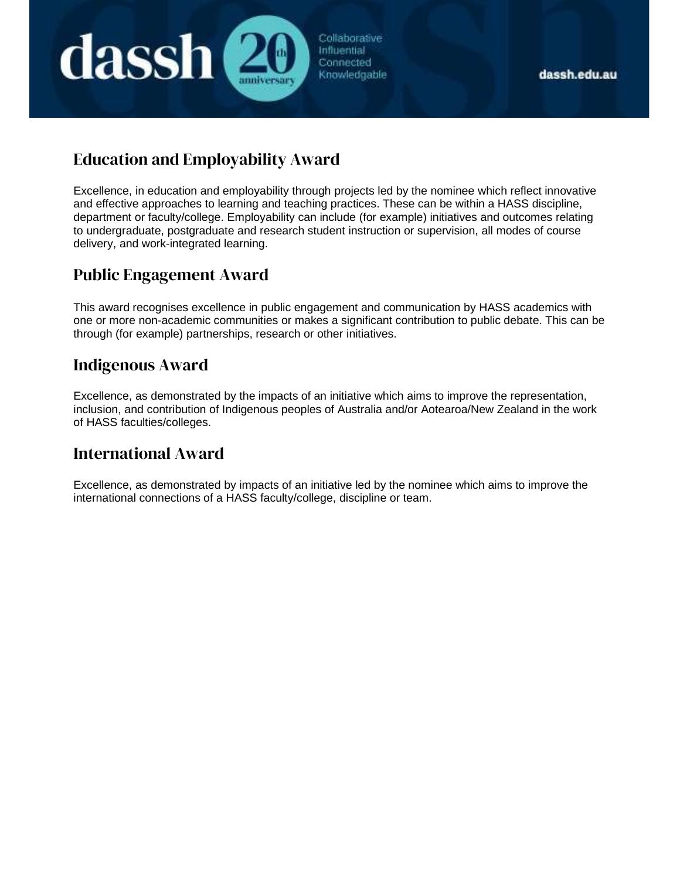## Education and Employability Award

Excellence, in education and employability through projects led by the nominee which reflect innovative and effective approaches to learning and teaching practices. These can be within a HASS discipline, department or faculty/college. Employability can include (for example) initiatives and outcomes relating to undergraduate, postgraduate and research student instruction or supervision, all modes of course delivery, and work-integrated learning.

## Public Engagement Award

This award recognises excellence in public engagement and communication by HASS academics with one or more non-academic communities or makes a significant contribution to public debate. This can be through (for example) partnerships, research or other initiatives.

## Indigenous Award

Excellence, as demonstrated by the impacts of an initiative which aims to improve the representation, inclusion, and contribution of Indigenous peoples of Australia and/or Aotearoa/New Zealand in the work of HASS faculties/colleges.

## International Award

Excellence, as demonstrated by impacts of an initiative led by the nominee which aims to improve the international connections of a HASS faculty/college, discipline or team.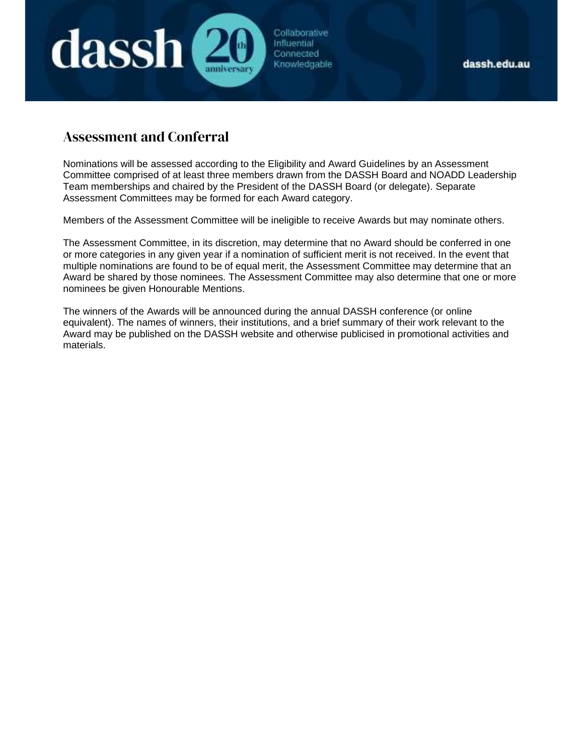## Assessment and Conferral

Nominations will be assessed according to the Eligibility and Award Guidelines by an Assessment Committee comprised of at least three members drawn from the DASSH Board and NOADD Leadership Team memberships and chaired by the President of the DASSH Board (or delegate). Separate Assessment Committees may be formed for each Award category.

Members of the Assessment Committee will be ineligible to receive Awards but may nominate others.

The Assessment Committee, in its discretion, may determine that no Award should be conferred in one or more categories in any given year if a nomination of sufficient merit is not received. In the event that multiple nominations are found to be of equal merit, the Assessment Committee may determine that an Award be shared by those nominees. The Assessment Committee may also determine that one or more nominees be given Honourable Mentions.

The winners of the Awards will be announced during the annual DASSH conference (or online equivalent). The names of winners, their institutions, and a brief summary of their work relevant to the Award may be published on the DASSH website and otherwise publicised in promotional activities and materials.